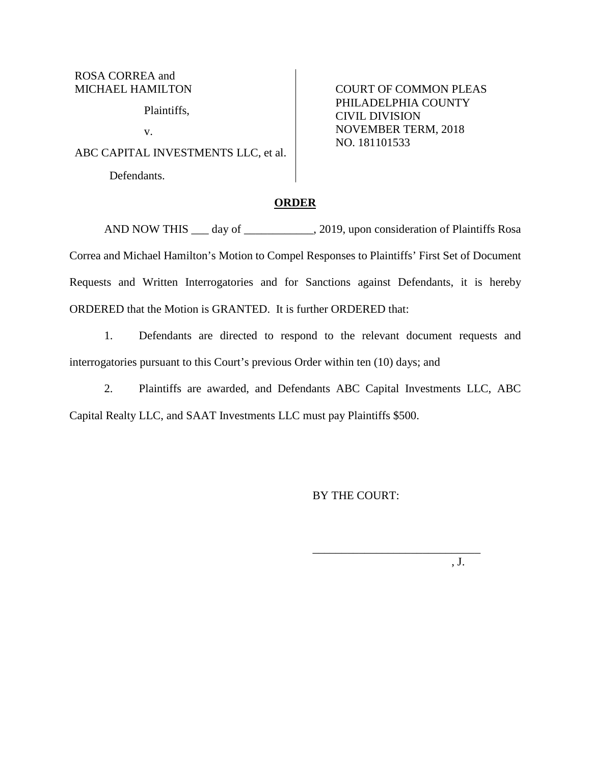ROSA CORREA and
MICHAEL HAMILTON

Plaintiffs,

v.

ABC CAPITAL INVESTMENTS LLC, et al.

Defendants.

COURT OF COMMON PLEAS
PHILADELPHIA COUNTY
CIVIL DIVISION
NOVEMBER TERM, 2018
NO. 181101533

**ORDER**

AND NOW THIS ___ day of ____________, 2019, upon consideration of Plaintiffs Rosa Correa and Michael Hamilton's Motion to Compel Responses to Plaintiffs' First Set of Document Requests and Written Interrogatories and for Sanctions against Defendants, it is hereby ORDERED that the Motion is GRANTED. It is further ORDERED that:

1. Defendants are directed to respond to the relevant document requests and interrogatories pursuant to this Court's previous Order within ten (10) days; and

2. Plaintiffs are awarded, and Defendants ABC Capital Investments LLC, ABC Capital Realty LLC, and SAAT Investments LLC must pay Plaintiffs $500.

BY THE COURT:

_____________________________
, J.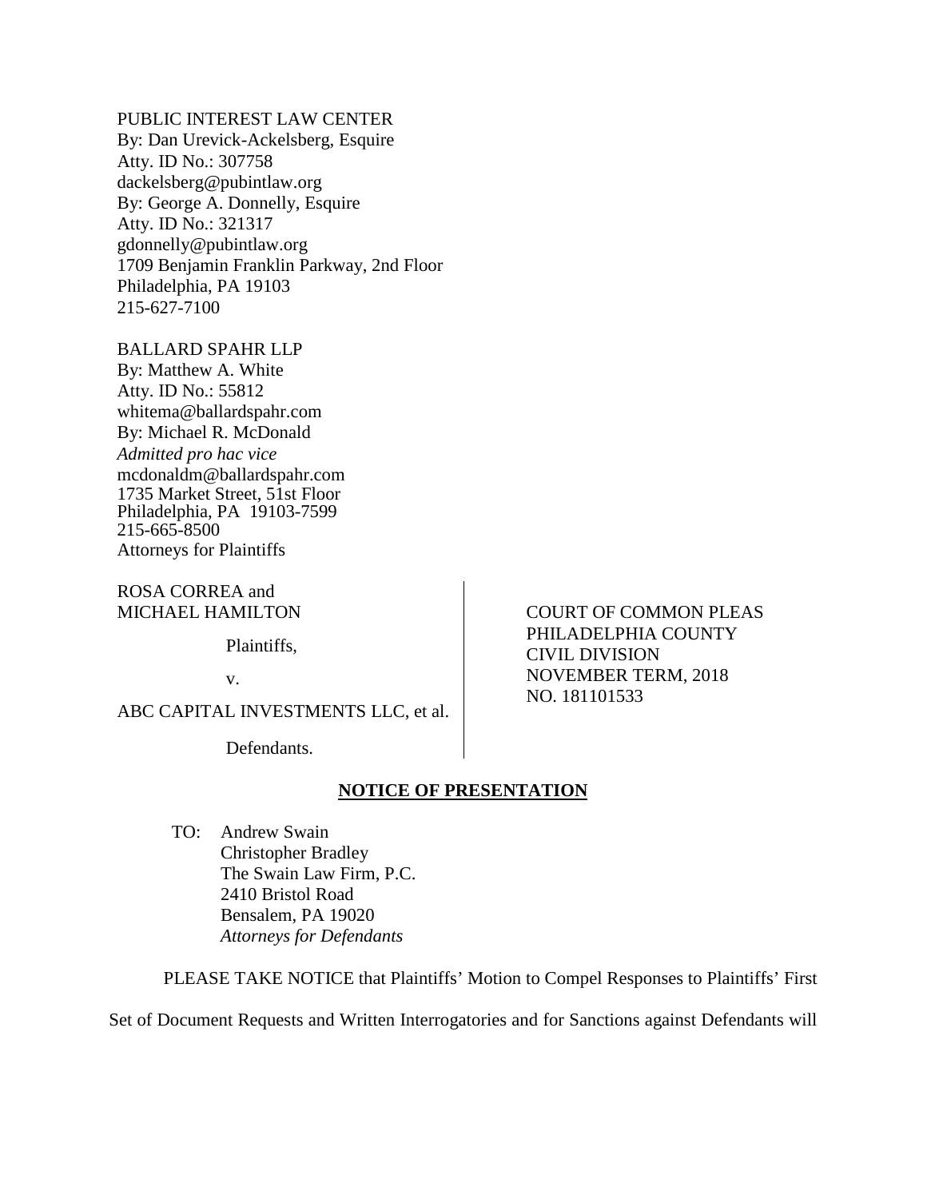PUBLIC INTEREST LAW CENTER
By: Dan Urevick-Ackelsberg, Esquire
Atty. ID No.: 307758
dackelsberg@pubintlaw.org
By: George A. Donnelly, Esquire
Atty. ID No.: 321317
gdonnelly@pubintlaw.org
1709 Benjamin Franklin Parkway, 2nd Floor
Philadelphia, PA 19103
215-627-7100

BALLARD SPAHR LLP
By: Matthew A. White
Atty. ID No.: 55812
whitema@ballardspahr.com
By: Michael R. McDonald
*Admitted pro hac vice*
mcdonaldm@ballardspahr.com
1735 Market Street, 51st Floor
Philadelphia, PA 19103-7599
215-665-8500
Attorneys for Plaintiffs

| | |
|---|---|
| ROSA CORREA and MICHAEL HAMILTON<br><br>Plaintiffs,<br><br>v.<br><br>ABC CAPITAL INVESTMENTS LLC, et al.<br><br>Defendants. | COURT OF COMMON PLEAS<br>PHILADELPHIA COUNTY<br>CIVIL DIVISION<br>NOVEMBER TERM, 2018<br>NO. 181101533 |

**NOTICE OF PRESENTATION**

TO: Andrew Swain
Christopher Bradley
The Swain Law Firm, P.C.
2410 Bristol Road
Bensalem, PA 19020
*Attorneys for Defendants*

PLEASE TAKE NOTICE that Plaintiffs' Motion to Compel Responses to Plaintiffs' First Set of Document Requests and Written Interrogatories and for Sanctions against Defendants will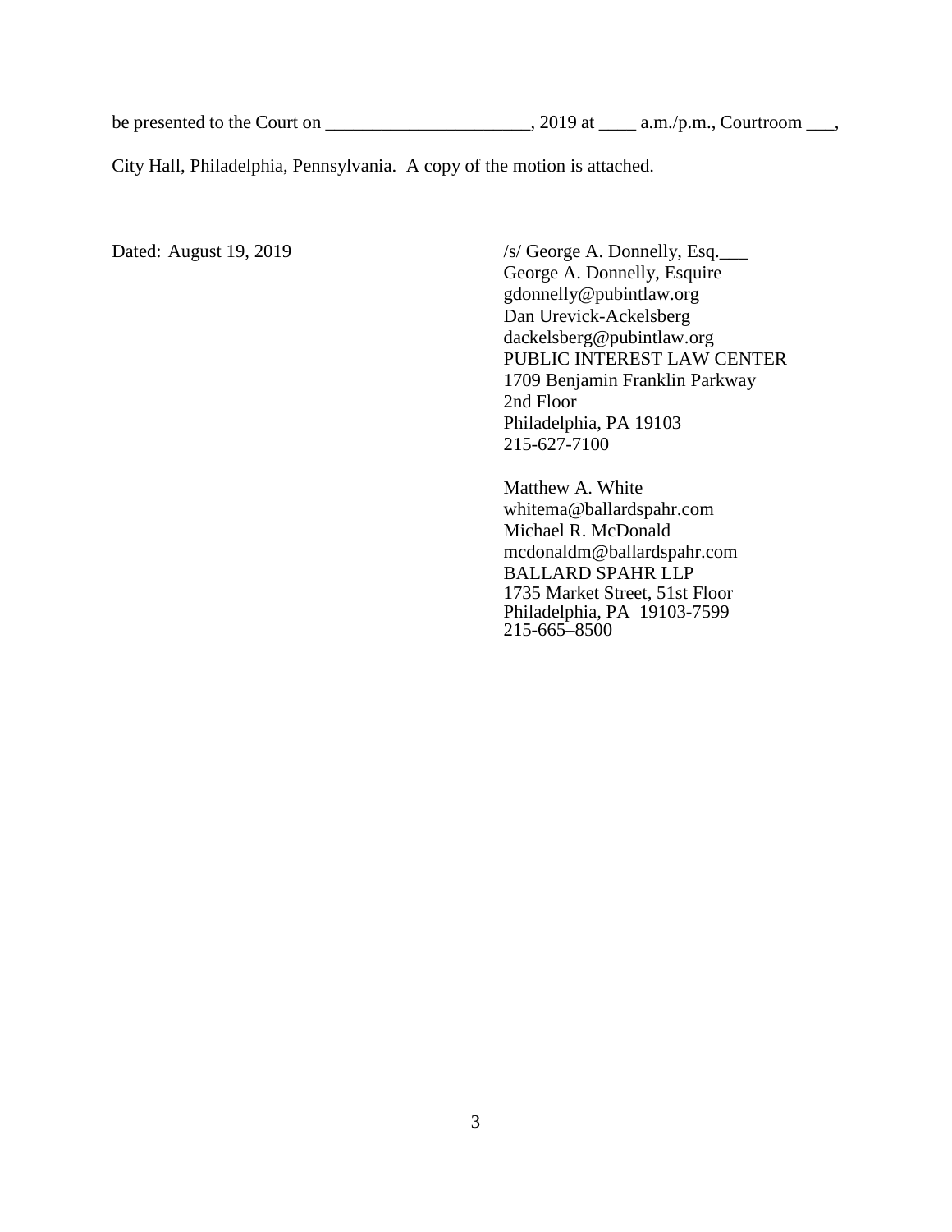be presented to the Court on ______________________, 2019 at ____ a.m./p.m., Courtroom ___,

City Hall, Philadelphia, Pennsylvania. A copy of the motion is attached.

Dated: August 19, 2019

/s/ George A. Donnelly, Esq.___
George A. Donnelly, Esquire
gdonnelly@pubintlaw.org
Dan Urevick-Ackelsberg
dackelsberg@pubintlaw.org
PUBLIC INTEREST LAW CENTER
1709 Benjamin Franklin Parkway
2nd Floor
Philadelphia, PA 19103
215-627-7100

Matthew A. White
whitema@ballardspahr.com
Michael R. McDonald
mcdonaldm@ballardspahr.com
BALLARD SPAHR LLP
1735 Market Street, 51st Floor
Philadelphia, PA 19103-7599
215-665–8500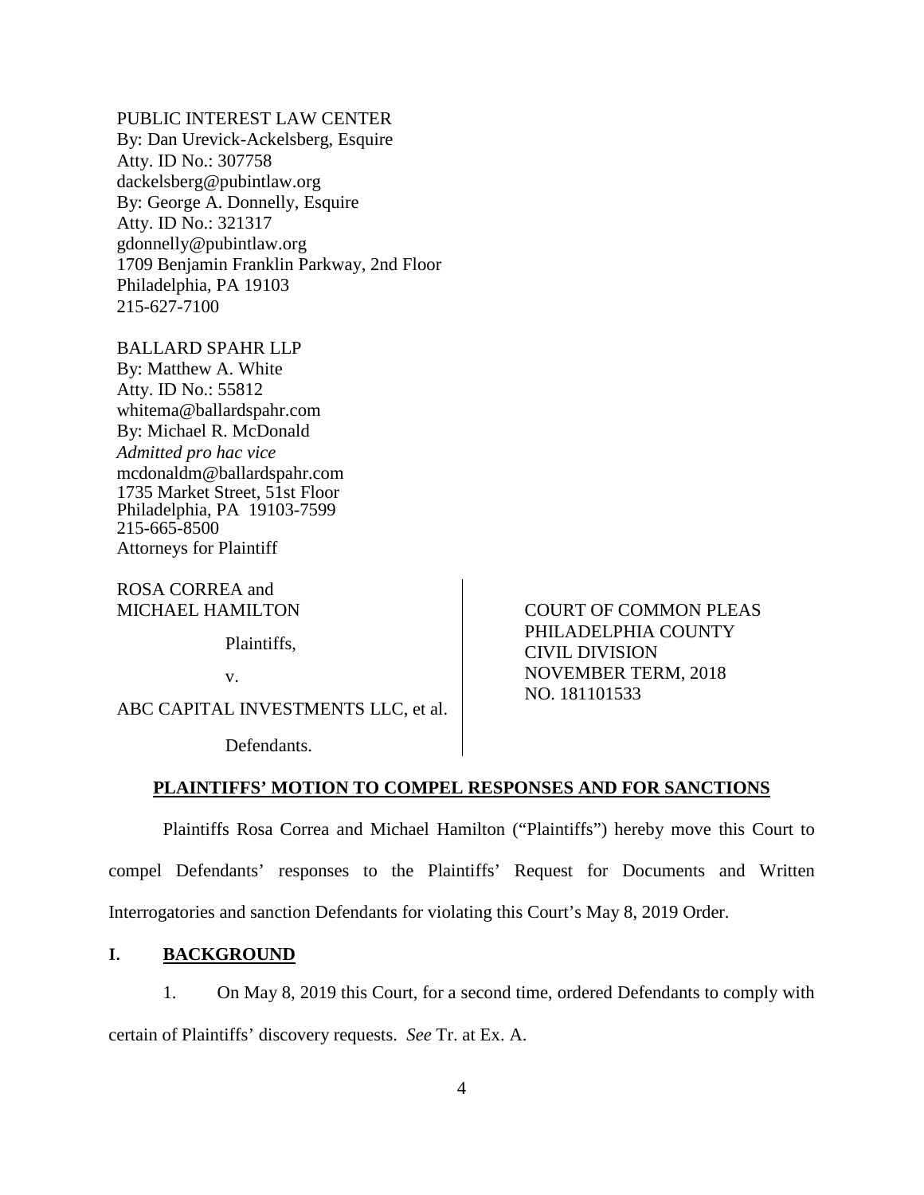PUBLIC INTEREST LAW CENTER
By: Dan Urevick-Ackelsberg, Esquire
Atty. ID No.: 307758
dackelsberg@pubintlaw.org
By: George A. Donnelly, Esquire
Atty. ID No.: 321317
gdonnelly@pubintlaw.org
1709 Benjamin Franklin Parkway, 2nd Floor
Philadelphia, PA 19103
215-627-7100

BALLARD SPAHR LLP
By: Matthew A. White
Atty. ID No.: 55812
whitema@ballardspahr.com
By: Michael R. McDonald
*Admitted pro hac vice*
mcdonaldm@ballardspahr.com
1735 Market Street, 51st Floor
Philadelphia, PA 19103-7599
215-665-8500
Attorneys for Plaintiff

| ROSA CORREA and MICHAEL HAMILTON<br><br>Plaintiffs,<br><br>v.<br><br>ABC CAPITAL INVESTMENTS LLC, et al.<br><br>Defendants. | COURT OF COMMON PLEAS<br>PHILADELPHIA COUNTY<br>CIVIL DIVISION<br>NOVEMBER TERM, 2018<br>NO. 181101533 |
|---|---|

## PLAINTIFFS' MOTION TO COMPEL RESPONSES AND FOR SANCTIONS

Plaintiffs Rosa Correa and Michael Hamilton ("Plaintiffs") hereby move this Court to compel Defendants' responses to the Plaintiffs' Request for Documents and Written Interrogatories and sanction Defendants for violating this Court's May 8, 2019 Order.

## I. BACKGROUND

1. On May 8, 2019 this Court, for a second time, ordered Defendants to comply with certain of Plaintiffs' discovery requests. *See* Tr. at Ex. A.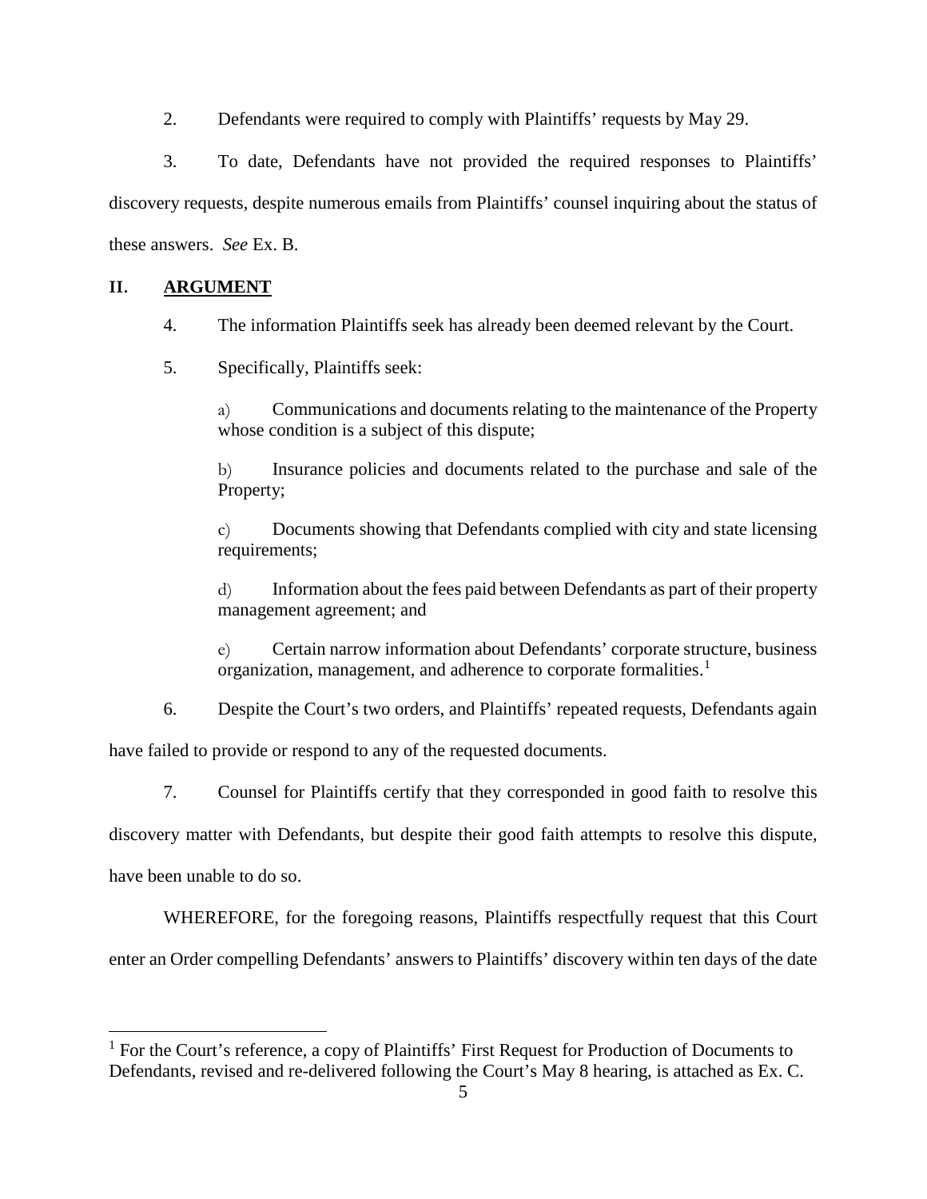2. Defendants were required to comply with Plaintiffs' requests by May 29.

3. To date, Defendants have not provided the required responses to Plaintiffs' discovery requests, despite numerous emails from Plaintiffs' counsel inquiring about the status of these answers. *See* Ex. B.

## II. ARGUMENT

4. The information Plaintiffs seek has already been deemed relevant by the Court.

5. Specifically, Plaintiffs seek:

> a) Communications and documents relating to the maintenance of the Property whose condition is a subject of this dispute;
>
> b) Insurance policies and documents related to the purchase and sale of the Property;
>
> c) Documents showing that Defendants complied with city and state licensing requirements;
>
> d) Information about the fees paid between Defendants as part of their property management agreement; and
>
> e) Certain narrow information about Defendants' corporate structure, business organization, management, and adherence to corporate formalities.[1]

6. Despite the Court's two orders, and Plaintiffs' repeated requests, Defendants again have failed to provide or respond to any of the requested documents.

7. Counsel for Plaintiffs certify that they corresponded in good faith to resolve this discovery matter with Defendants, but despite their good faith attempts to resolve this dispute, have been unable to do so.

WHEREFORE, for the foregoing reasons, Plaintiffs respectfully request that this Court enter an Order compelling Defendants' answers to Plaintiffs' discovery within ten days of the date

---

[1] For the Court's reference, a copy of Plaintiffs' First Request for Production of Documents to Defendants, revised and re-delivered following the Court's May 8 hearing, is attached as Ex. C.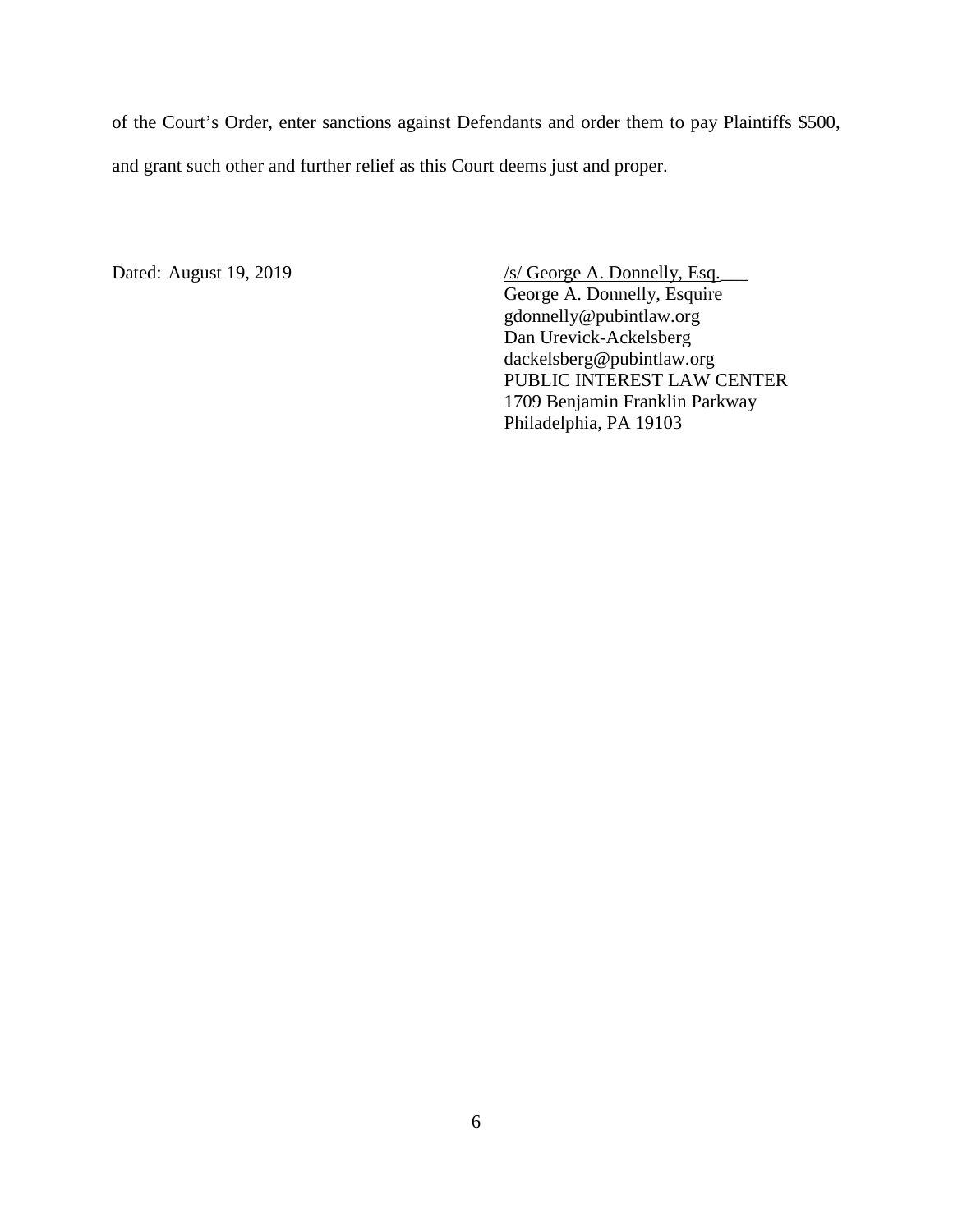of the Court's Order, enter sanctions against Defendants and order them to pay Plaintiffs $500, and grant such other and further relief as this Court deems just and proper.

Dated: August 19, 2019

/s/ George A. Donnelly, Esq.
George A. Donnelly, Esquire
gdonnelly@pubintlaw.org
Dan Urevick-Ackelsberg
dackelsberg@pubintlaw.org
PUBLIC INTEREST LAW CENTER
1709 Benjamin Franklin Parkway
Philadelphia, PA 19103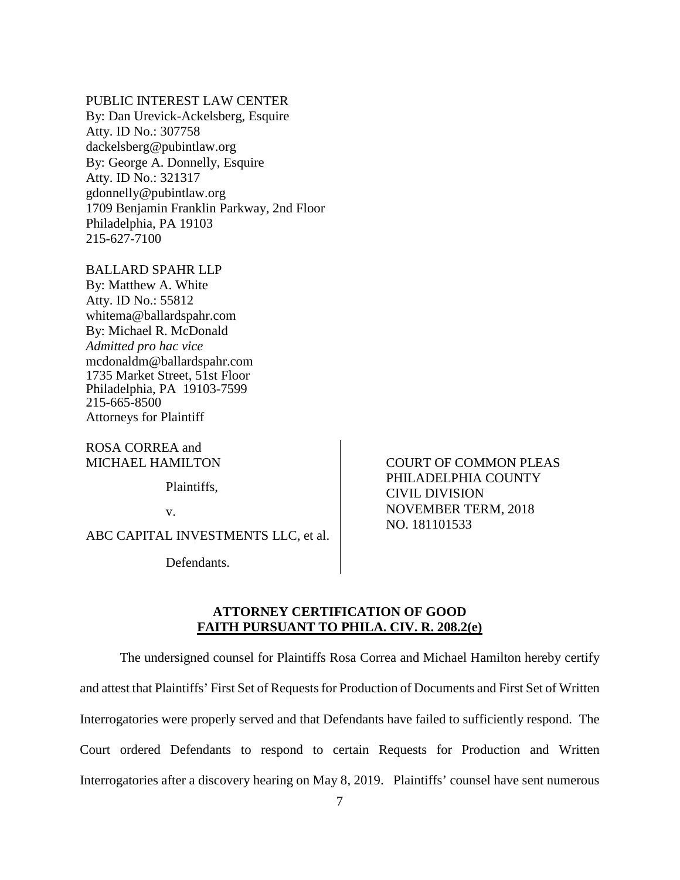PUBLIC INTEREST LAW CENTER
By: Dan Urevick-Ackelsberg, Esquire
Atty. ID No.: 307758
dackelsberg@pubintlaw.org
By: George A. Donnelly, Esquire
Atty. ID No.: 321317
gdonnelly@pubintlaw.org
1709 Benjamin Franklin Parkway, 2nd Floor
Philadelphia, PA 19103
215-627-7100

BALLARD SPAHR LLP
By: Matthew A. White
Atty. ID No.: 55812
whitema@ballardspahr.com
By: Michael R. McDonald
*Admitted pro hac vice*
mcdonaldm@ballardspahr.com
1735 Market Street, 51st Floor
Philadelphia, PA 19103-7599
215-665-8500
Attorneys for Plaintiff

| | |
|---|---|
| ROSA CORREA and MICHAEL HAMILTON<br><br>Plaintiffs,<br><br>v.<br><br>ABC CAPITAL INVESTMENTS LLC, et al.<br><br>Defendants. | COURT OF COMMON PLEAS<br>PHILADELPHIA COUNTY<br>CIVIL DIVISION<br>NOVEMBER TERM, 2018<br>NO. 181101533 |

**ATTORNEY CERTIFICATION OF GOOD FAITH PURSUANT TO PHILA. CIV. R. 208.2(e)**

The undersigned counsel for Plaintiffs Rosa Correa and Michael Hamilton hereby certify and attest that Plaintiffs' First Set of Requests for Production of Documents and First Set of Written Interrogatories were properly served and that Defendants have failed to sufficiently respond. The Court ordered Defendants to respond to certain Requests for Production and Written Interrogatories after a discovery hearing on May 8, 2019. Plaintiffs' counsel have sent numerous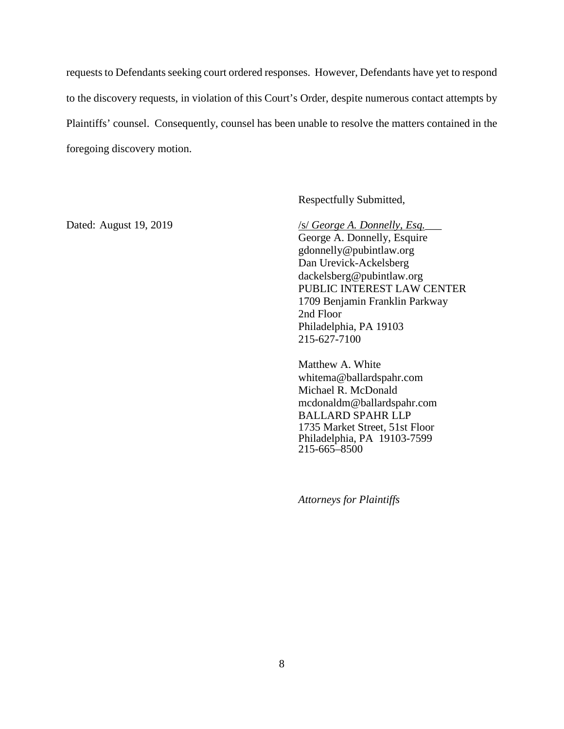requests to Defendants seeking court ordered responses. However, Defendants have yet to respond to the discovery requests, in violation of this Court's Order, despite numerous contact attempts by Plaintiffs' counsel. Consequently, counsel has been unable to resolve the matters contained in the foregoing discovery motion.

Respectfully Submitted,

Dated: August 19, 2019

/s/ *George A. Donnelly, Esq.*
George A. Donnelly, Esquire
gdonnelly@pubintlaw.org
Dan Urevick-Ackelsberg
dackelsberg@pubintlaw.org
PUBLIC INTEREST LAW CENTER
1709 Benjamin Franklin Parkway
2nd Floor
Philadelphia, PA 19103
215-627-7100

Matthew A. White
whitema@ballardspahr.com
Michael R. McDonald
mcdonaldm@ballardspahr.com
BALLARD SPAHR LLP
1735 Market Street, 51st Floor
Philadelphia, PA 19103-7599
215-665–8500

*Attorneys for Plaintiffs*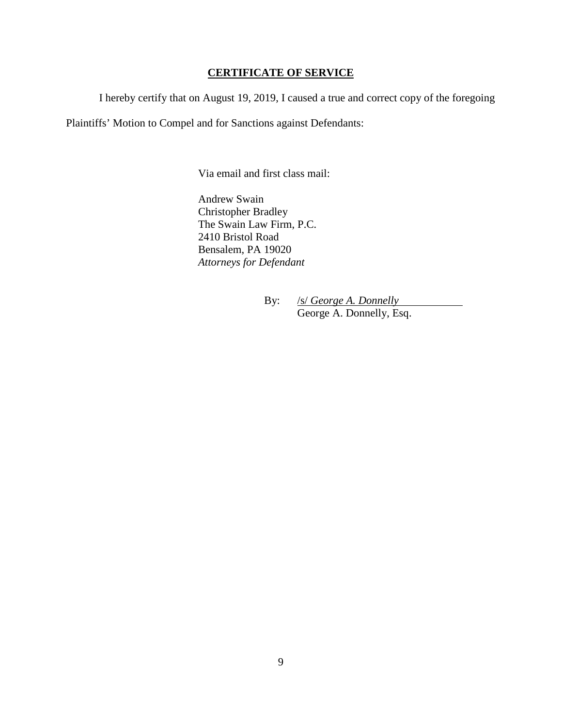**CERTIFICATE OF SERVICE**

I hereby certify that on August 19, 2019, I caused a true and correct copy of the foregoing Plaintiffs' Motion to Compel and for Sanctions against Defendants:

Via email and first class mail:

Andrew Swain
Christopher Bradley
The Swain Law Firm, P.C.
2410 Bristol Road
Bensalem, PA 19020
*Attorneys for Defendant*

By: /s/ *George A. Donnelly*
George A. Donnelly, Esq.